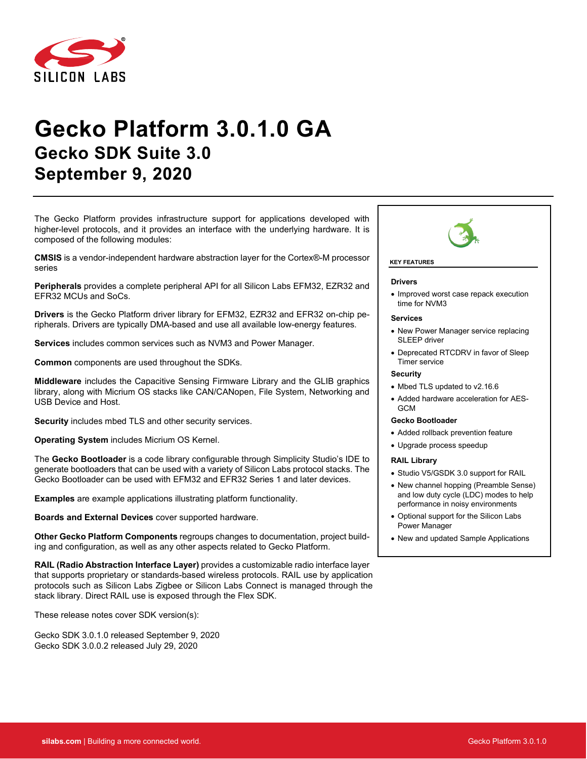# Gecko Platform 3.0.1.0 GA

## Gecko SDK Suite 3.0

## September 9, 2020

The Gecko Platform provides infrastructure support for applications developed with higher-level protocols, and it provides an interface with the underlying hardware. It is composed of the following modules:

**CMSIS** is a vendor-independent hardware abstraction layer for the Cortex®-M processor series

**Peripherals** provides a complete peripheral API for all Silicon Labs EFM32, EZR32 and EFR32 MCUs and SoCs.

**Drivers** is the Gecko Platform driver library for EFM32, EZR32 and EFR32 on-chip peripherals. Drivers are typically DMA-based and use all available low-energy features.

**Services** includes common services such as NVM3 and Power Manager.

**Common** components are used throughout the SDKs.

**Middleware** includes the Capacitive Sensing Firmware Library and the GLIB graphics library, along with Micrium OS stacks like CAN/CANopen, File System, Networking and USB Device and Host.

**Security** includes mbed TLS and other security services.

**Operating System** includes Micrium OS Kernel.

The **Gecko Bootloader** is a code library configurable through Simplicity Studio's IDE to generate bootloaders that can be used with a variety of Silicon Labs protocol stacks. The Gecko Bootloader can be used with EFM32 and EFR32 Series 1 and later devices.

**Examples** are example applications illustrating platform functionality.

**Boards and External Devices** cover supported hardware.

**Other Gecko Platform Components** regroups changes to documentation, project building and configuration, as well as any other aspects related to Gecko Platform.

**RAIL (Radio Abstraction Interface Layer)** provides a customizable radio interface layer that supports proprietary or standards-based wireless protocols. RAIL use by application protocols such as Silicon Labs Zigbee or Silicon Labs Connect is managed through the stack library. Direct RAIL use is exposed through the Flex SDK.

These release notes cover SDK version(s):

Gecko SDK 3.0.1.0 released September 9, 2020
Gecko SDK 3.0.0.2 released July 29, 2020

**KEY FEATURES**

**Drivers**

- Improved worst case repack execution time for NVM3

**Services**

- New Power Manager service replacing SLEEP driver
- Deprecated RTCDRV in favor of Sleep Timer service

**Security**

- Mbed TLS updated to v2.16.6
- Added hardware acceleration for AES-GCM

**Gecko Bootloader**

- Added rollback prevention feature
- Upgrade process speedup

**RAIL Library**

- Studio V5/GSDK 3.0 support for RAIL
- New channel hopping (Preamble Sense) and low duty cycle (LDC) modes to help performance in noisy environments
- Optional support for the Silicon Labs Power Manager
- New and updated Sample Applications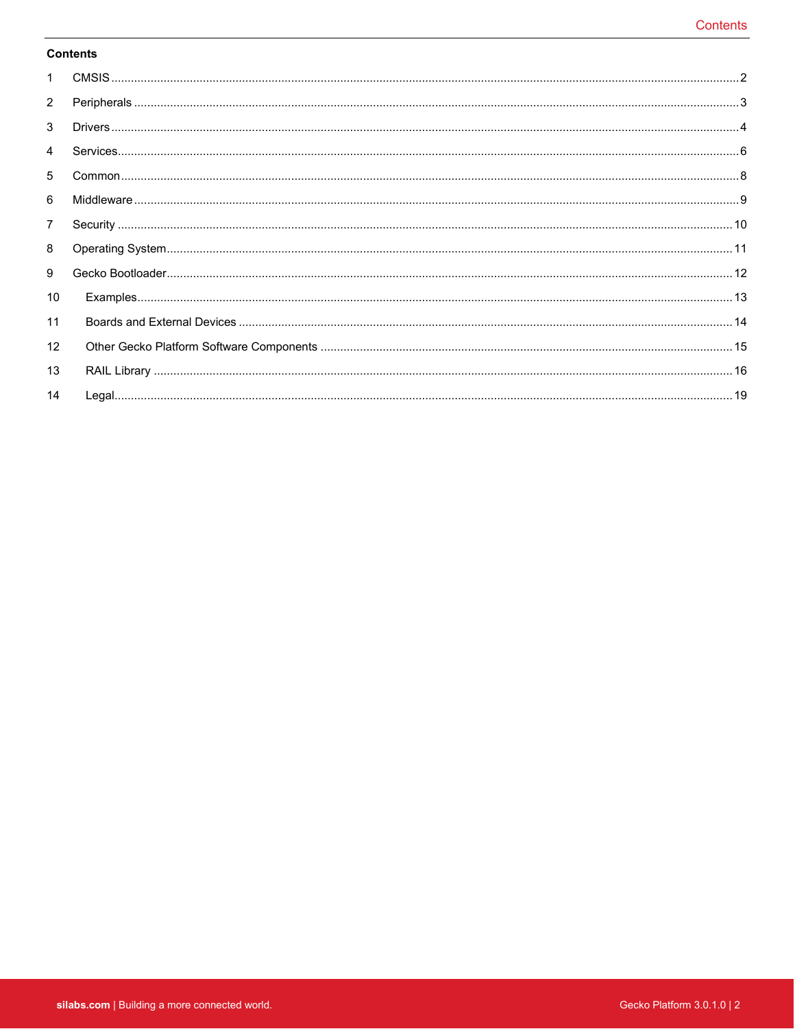**Contents**

1 CMSIS ..... 2

2 Peripherals ..... 3

3 Drivers ..... 4

4 Services ..... 6

5 Common ..... 8

6 Middleware ..... 9

7 Security ..... 10

8 Operating System ..... 11

9 Gecko Bootloader ..... 12

10 Examples ..... 13

11 Boards and External Devices ..... 14

12 Other Gecko Platform Software Components ..... 15

13 RAIL Library ..... 16

14 Legal ..... 19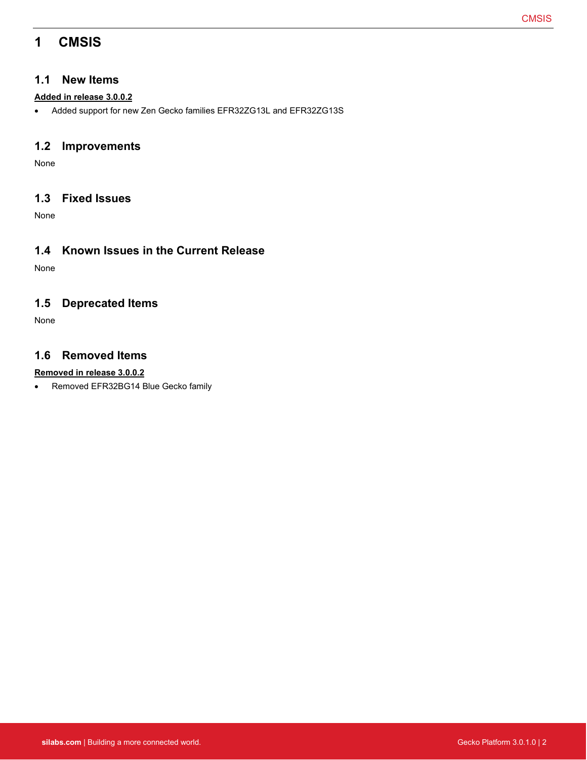# 1 CMSIS

## 1.1 New Items

**Added in release 3.0.0.2**

- Added support for new Zen Gecko families EFR32ZG13L and EFR32ZG13S

## 1.2 Improvements

None

## 1.3 Fixed Issues

None

## 1.4 Known Issues in the Current Release

None

## 1.5 Deprecated Items

None

## 1.6 Removed Items

**Removed in release 3.0.0.2**

- Removed EFR32BG14 Blue Gecko family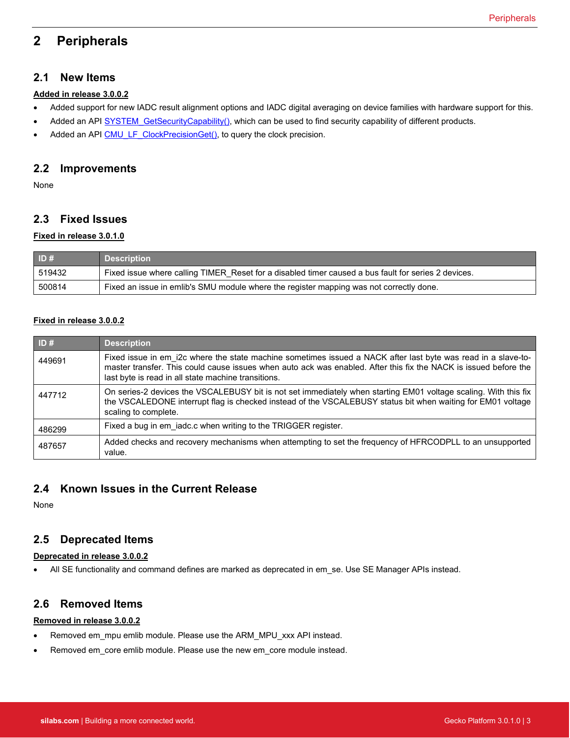# 2 Peripherals

## 2.1 New Items

**Added in release 3.0.0.2**

- Added support for new IADC result alignment options and IADC digital averaging on device families with hardware support for this.
- Added an API SYSTEM_GetSecurityCapability(), which can be used to find security capability of different products.
- Added an API CMU_LF_ClockPrecisionGet(), to query the clock precision.

## 2.2 Improvements

None

## 2.3 Fixed Issues

**Fixed in release 3.0.1.0**

| ID # | Description |
|---|---|
| 519432 | Fixed issue where calling TIMER_Reset for a disabled timer caused a bus fault for series 2 devices. |
| 500814 | Fixed an issue in emlib's SMU module where the register mapping was not correctly done. |

**Fixed in release 3.0.0.2**

| ID # | Description |
|---|---|
| 449691 | Fixed issue in em_i2c where the state machine sometimes issued a NACK after last byte was read in a slave-to-master transfer. This could cause issues when auto ack was enabled. After this fix the NACK is issued before the last byte is read in all state machine transitions. |
| 447712 | On series-2 devices the VSCALEBUSY bit is not set immediately when starting EM01 voltage scaling. With this fix the VSCALEDONE interrupt flag is checked instead of the VSCALEBUSY status bit when waiting for EM01 voltage scaling to complete. |
| 486299 | Fixed a bug in em_iadc.c when writing to the TRIGGER register. |
| 487657 | Added checks and recovery mechanisms when attempting to set the frequency of HFRCODPLL to an unsupported value. |

## 2.4 Known Issues in the Current Release

None

## 2.5 Deprecated Items

**Deprecated in release 3.0.0.2**

- All SE functionality and command defines are marked as deprecated in em_se. Use SE Manager APIs instead.

## 2.6 Removed Items

**Removed in release 3.0.0.2**

- Removed em_mpu emlib module. Please use the ARM_MPU_xxx API instead.
- Removed em_core emlib module. Please use the new em_core module instead.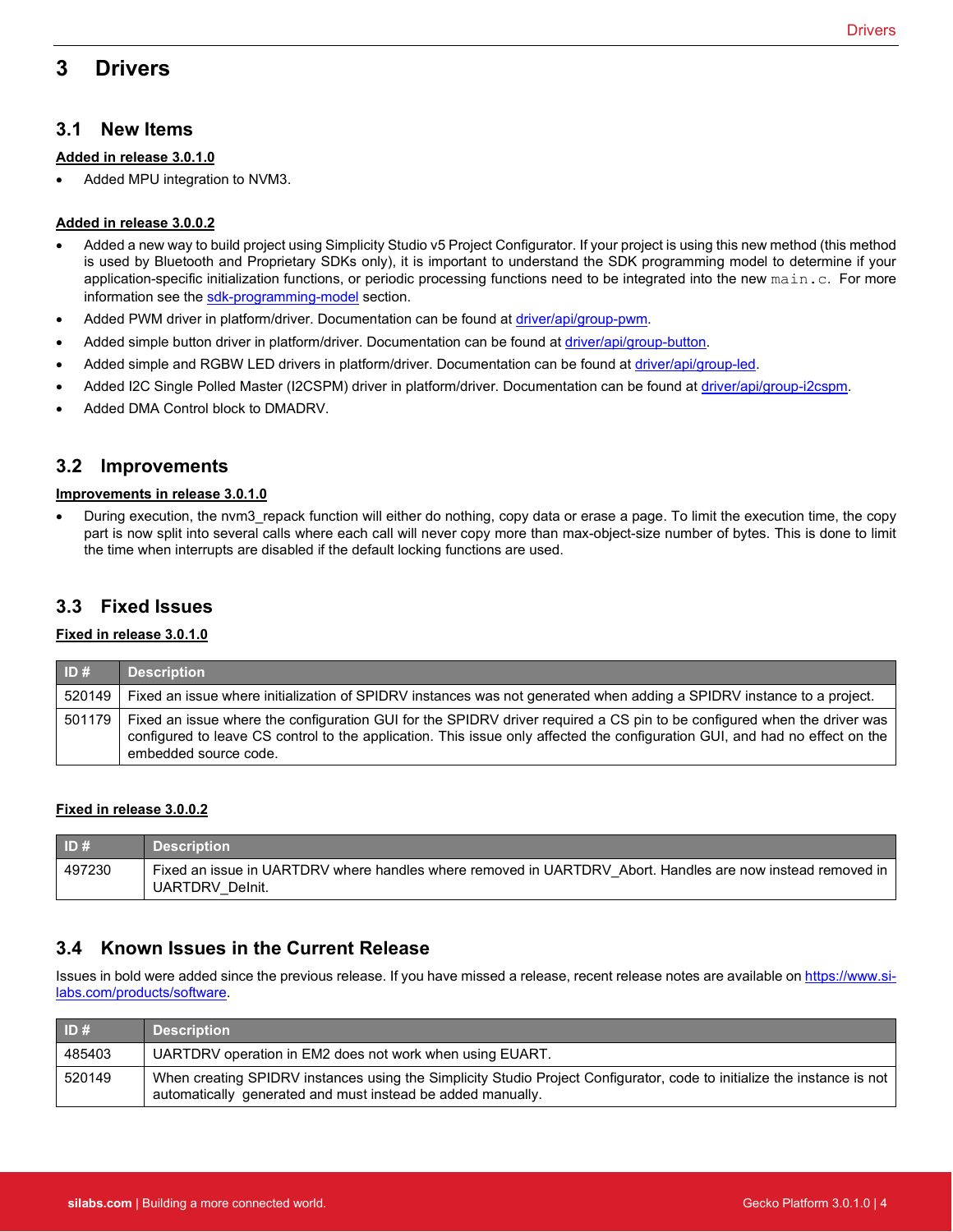# 3 Drivers

## 3.1 New Items

**Added in release 3.0.1.0**

- Added MPU integration to NVM3.

**Added in release 3.0.0.2**

- Added a new way to build project using Simplicity Studio v5 Project Configurator. If your project is using this new method (this method is used by Bluetooth and Proprietary SDKs only), it is important to understand the SDK programming model to determine if your application-specific initialization functions, or periodic processing functions need to be integrated into the new `main.c`. For more information see the sdk-programming-model section.
- Added PWM driver in platform/driver. Documentation can be found at driver/api/group-pwm.
- Added simple button driver in platform/driver. Documentation can be found at driver/api/group-button.
- Added simple and RGBW LED drivers in platform/driver. Documentation can be found at driver/api/group-led.
- Added I2C Single Polled Master (I2CSPM) driver in platform/driver. Documentation can be found at driver/api/group-i2cspm.
- Added DMA Control block to DMADRV.

## 3.2 Improvements

**Improvements in release 3.0.1.0**

- During execution, the nvm3_repack function will either do nothing, copy data or erase a page. To limit the execution time, the copy part is now split into several calls where each call will never copy more than max-object-size number of bytes. This is done to limit the time when interrupts are disabled if the default locking functions are used.

## 3.3 Fixed Issues

**Fixed in release 3.0.1.0**

| ID # | Description |
|---|---|
| 520149 | Fixed an issue where initialization of SPIDRV instances was not generated when adding a SPIDRV instance to a project. |
| 501179 | Fixed an issue where the configuration GUI for the SPIDRV driver required a CS pin to be configured when the driver was configured to leave CS control to the application. This issue only affected the configuration GUI, and had no effect on the embedded source code. |

**Fixed in release 3.0.0.2**

| ID # | Description |
|---|---|
| 497230 | Fixed an issue in UARTDRV where handles where removed in UARTDRV_Abort. Handles are now instead removed in UARTDRV_DeInit. |

## 3.4 Known Issues in the Current Release

Issues in bold were added since the previous release. If you have missed a release, recent release notes are available on https://www.si-labs.com/products/software.

| ID # | Description |
|---|---|
| 485403 | UARTDRV operation in EM2 does not work when using EUART. |
| 520149 | When creating SPIDRV instances using the Simplicity Studio Project Configurator, code to initialize the instance is not automatically generated and must instead be added manually. |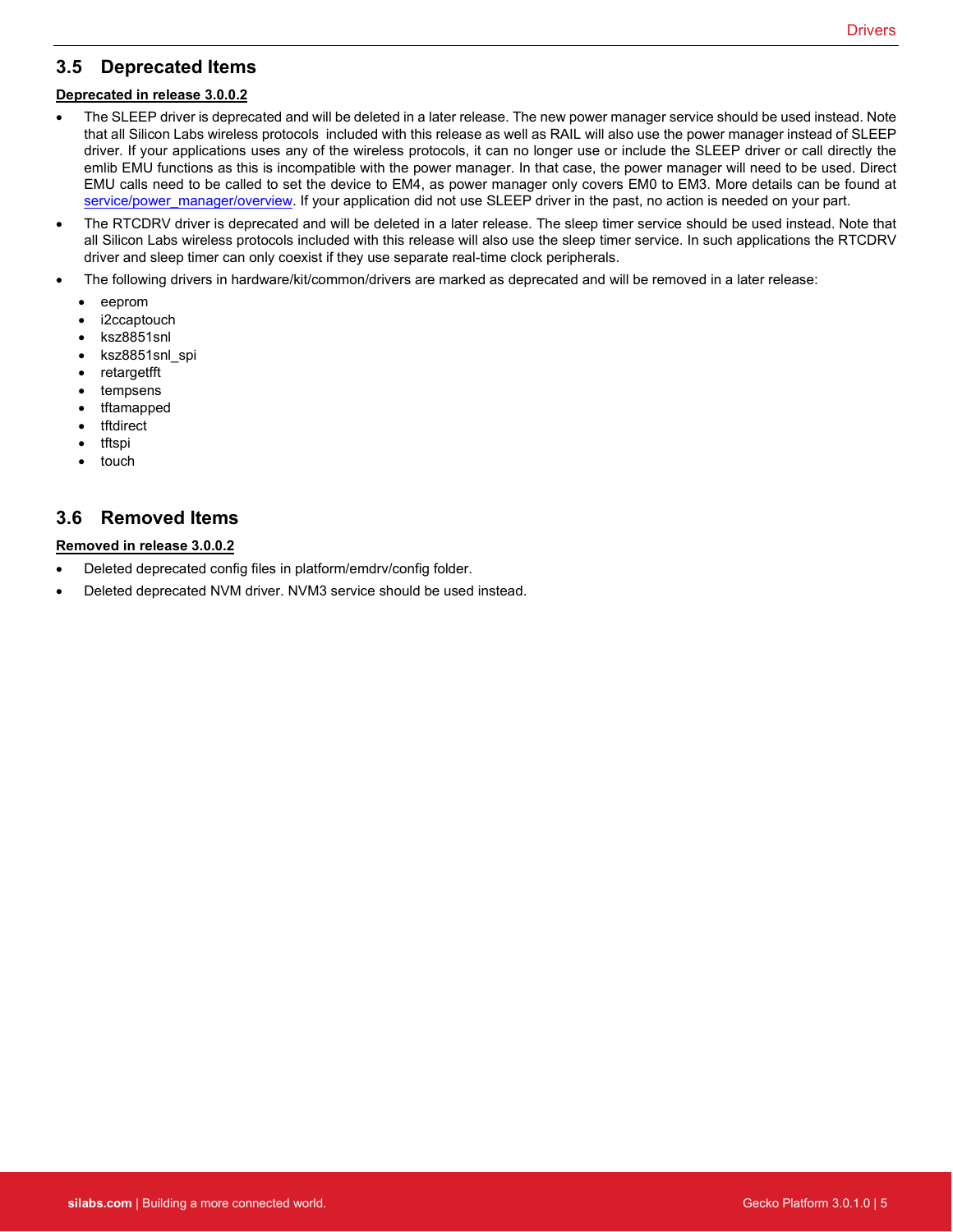## 3.5 Deprecated Items

**Deprecated in release 3.0.0.2**

- The SLEEP driver is deprecated and will be deleted in a later release. The new power manager service should be used instead. Note that all Silicon Labs wireless protocols included with this release as well as RAIL will also use the power manager instead of SLEEP driver. If your applications uses any of the wireless protocols, it can no longer use or include the SLEEP driver or call directly the emlib EMU functions as this is incompatible with the power manager. In that case, the power manager will need to be used. Direct EMU calls need to be called to set the device to EM4, as power manager only covers EM0 to EM3. More details can be found at [service/power_manager/overview](service/power_manager/overview). If your application did not use SLEEP driver in the past, no action is needed on your part.
- The RTCDRV driver is deprecated and will be deleted in a later release. The sleep timer service should be used instead. Note that all Silicon Labs wireless protocols included with this release will also use the sleep timer service. In such applications the RTCDRV driver and sleep timer can only coexist if they use separate real-time clock peripherals.
- The following drivers in hardware/kit/common/drivers are marked as deprecated and will be removed in a later release:
  - eeprom
  - i2ccaptouch
  - ksz8851snl
  - ksz8851snl_spi
  - retargetfft
  - tempsens
  - tftamapped
  - tftdirect
  - tftspi
  - touch

## 3.6 Removed Items

**Removed in release 3.0.0.2**

- Deleted deprecated config files in platform/emdrv/config folder.
- Deleted deprecated NVM driver. NVM3 service should be used instead.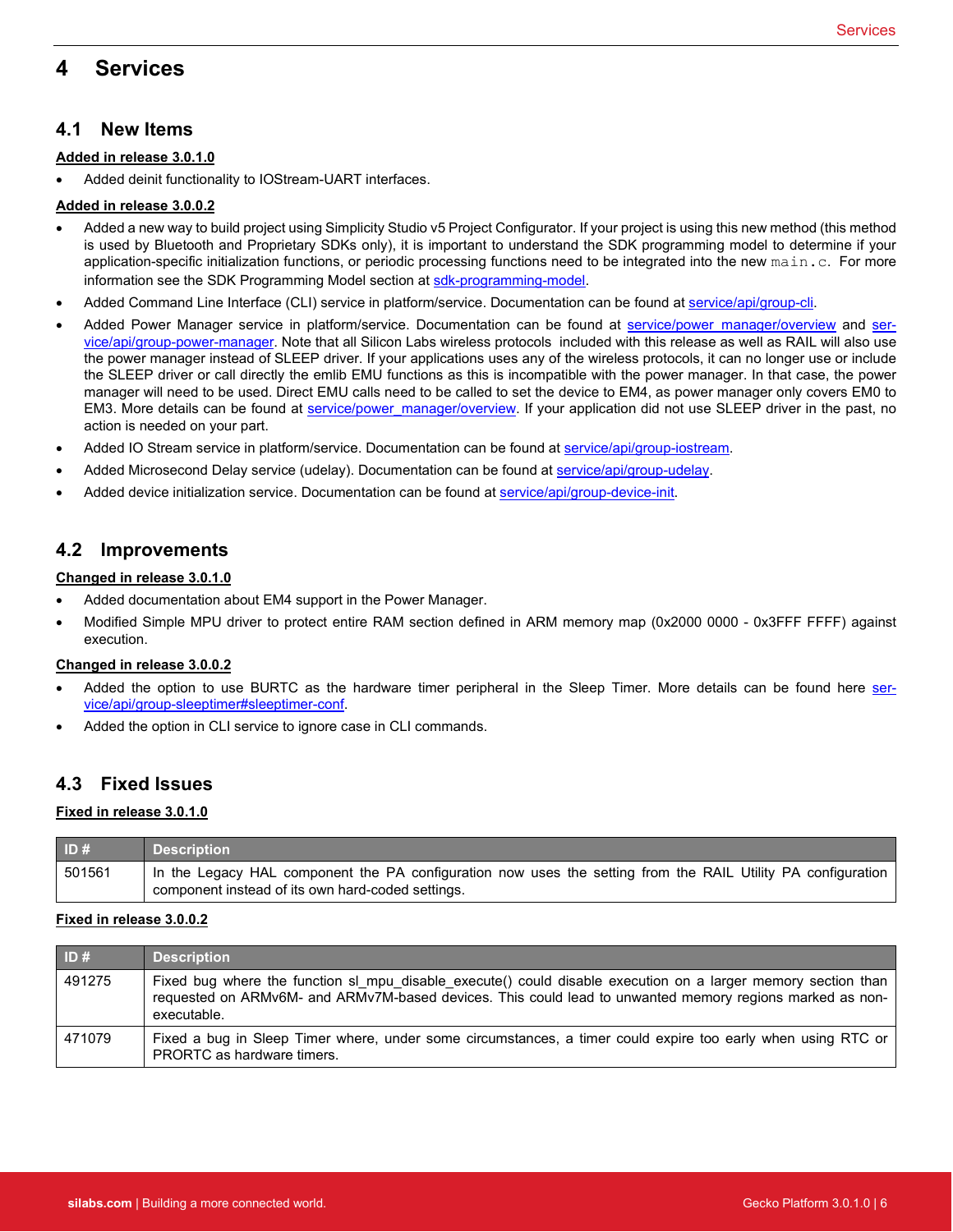# 4 Services

## 4.1 New Items

**Added in release 3.0.1.0**

- Added deinit functionality to IOStream-UART interfaces.

**Added in release 3.0.0.2**

- Added a new way to build project using Simplicity Studio v5 Project Configurator. If your project is using this new method (this method is used by Bluetooth and Proprietary SDKs only), it is important to understand the SDK programming model to determine if your application-specific initialization functions, or periodic processing functions need to be integrated into the new `main.c`. For more information see the SDK Programming Model section at sdk-programming-model.
- Added Command Line Interface (CLI) service in platform/service. Documentation can be found at service/api/group-cli.
- Added Power Manager service in platform/service. Documentation can be found at service/power_manager/overview and service/api/group-power-manager. Note that all Silicon Labs wireless protocols included with this release as well as RAIL will also use the power manager instead of SLEEP driver. If your applications uses any of the wireless protocols, it can no longer use or include the SLEEP driver or call directly the emlib EMU functions as this is incompatible with the power manager. In that case, the power manager will need to be used. Direct EMU calls need to be called to set the device to EM4, as power manager only covers EM0 to EM3. More details can be found at service/power_manager/overview. If your application did not use SLEEP driver in the past, no action is needed on your part.
- Added IO Stream service in platform/service. Documentation can be found at service/api/group-iostream.
- Added Microsecond Delay service (udelay). Documentation can be found at service/api/group-udelay.
- Added device initialization service. Documentation can be found at service/api/group-device-init.

## 4.2 Improvements

**Changed in release 3.0.1.0**

- Added documentation about EM4 support in the Power Manager.
- Modified Simple MPU driver to protect entire RAM section defined in ARM memory map (0x2000 0000 - 0x3FFF FFFF) against execution.

**Changed in release 3.0.0.2**

- Added the option to use BURTC as the hardware timer peripheral in the Sleep Timer. More details can be found here service/api/group-sleeptimer#sleeptimer-conf.
- Added the option in CLI service to ignore case in CLI commands.

## 4.3 Fixed Issues

**Fixed in release 3.0.1.0**

| ID # | Description |
|---|---|
| 501561 | In the Legacy HAL component the PA configuration now uses the setting from the RAIL Utility PA configuration component instead of its own hard-coded settings. |

**Fixed in release 3.0.0.2**

| ID # | Description |
|---|---|
| 491275 | Fixed bug where the function sl_mpu_disable_execute() could disable execution on a larger memory section than requested on ARMv6M- and ARMv7M-based devices. This could lead to unwanted memory regions marked as non-executable. |
| 471079 | Fixed a bug in Sleep Timer where, under some circumstances, a timer could expire too early when using RTC or PRORTC as hardware timers. |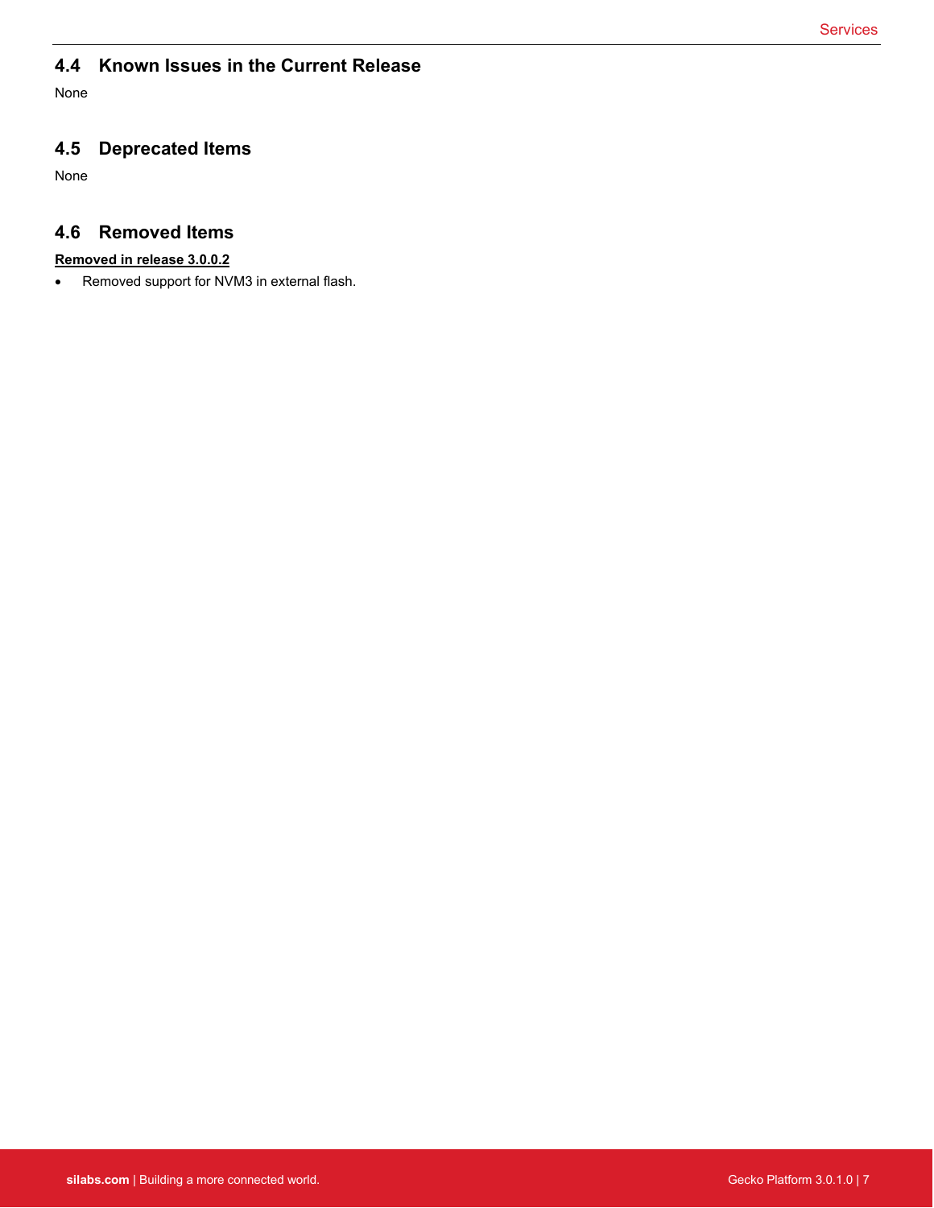## 4.4 Known Issues in the Current Release

None

## 4.5 Deprecated Items

None

## 4.6 Removed Items

**Removed in release 3.0.0.2**

- Removed support for NVM3 in external flash.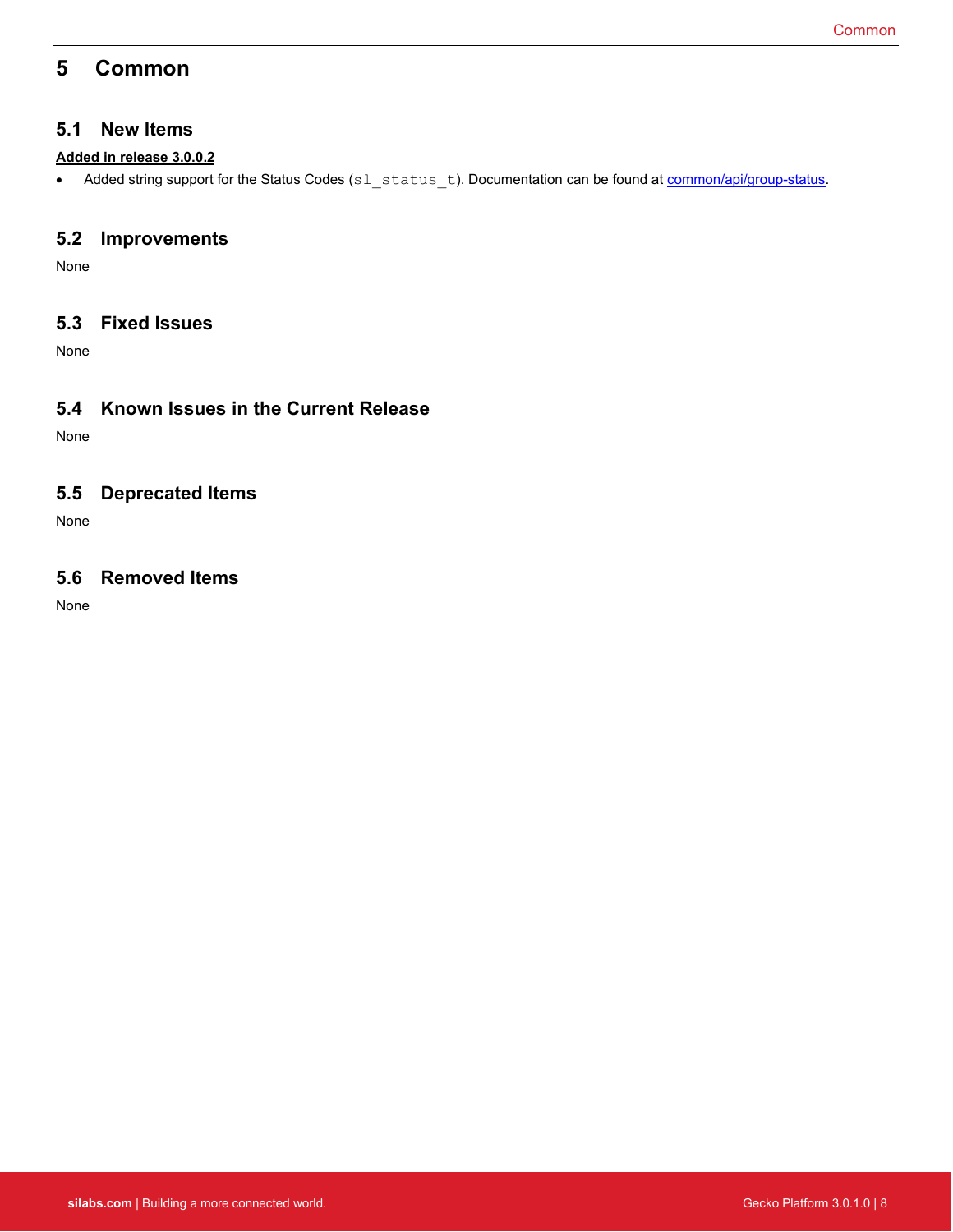# 5 Common

## 5.1 New Items

**Added in release 3.0.0.2**

- Added string support for the Status Codes (`sl_status_t`). Documentation can be found at [common/api/group-status](common/api/group-status).

## 5.2 Improvements

None

## 5.3 Fixed Issues

None

## 5.4 Known Issues in the Current Release

None

## 5.5 Deprecated Items

None

## 5.6 Removed Items

None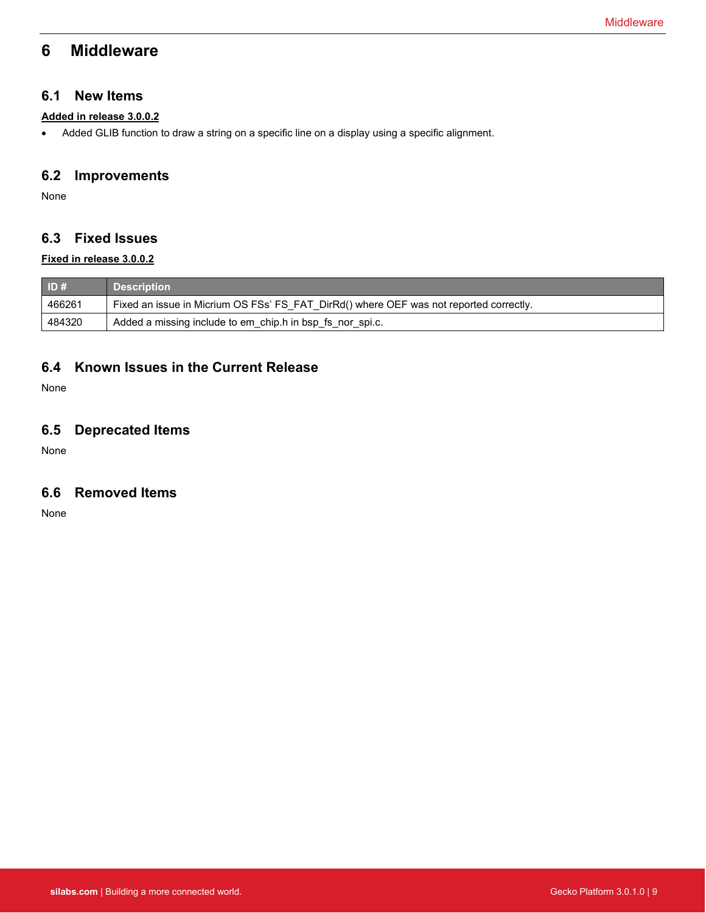# 6 Middleware

## 6.1 New Items

**Added in release 3.0.0.2**

- Added GLIB function to draw a string on a specific line on a display using a specific alignment.

## 6.2 Improvements

None

## 6.3 Fixed Issues

**Fixed in release 3.0.0.2**

| ID # | Description |
|---|---|
| 466261 | Fixed an issue in Micrium OS FSs' FS_FAT_DirRd() where OEF was not reported correctly. |
| 484320 | Added a missing include to em_chip.h in bsp_fs_nor_spi.c. |

## 6.4 Known Issues in the Current Release

None

## 6.5 Deprecated Items

None

## 6.6 Removed Items

None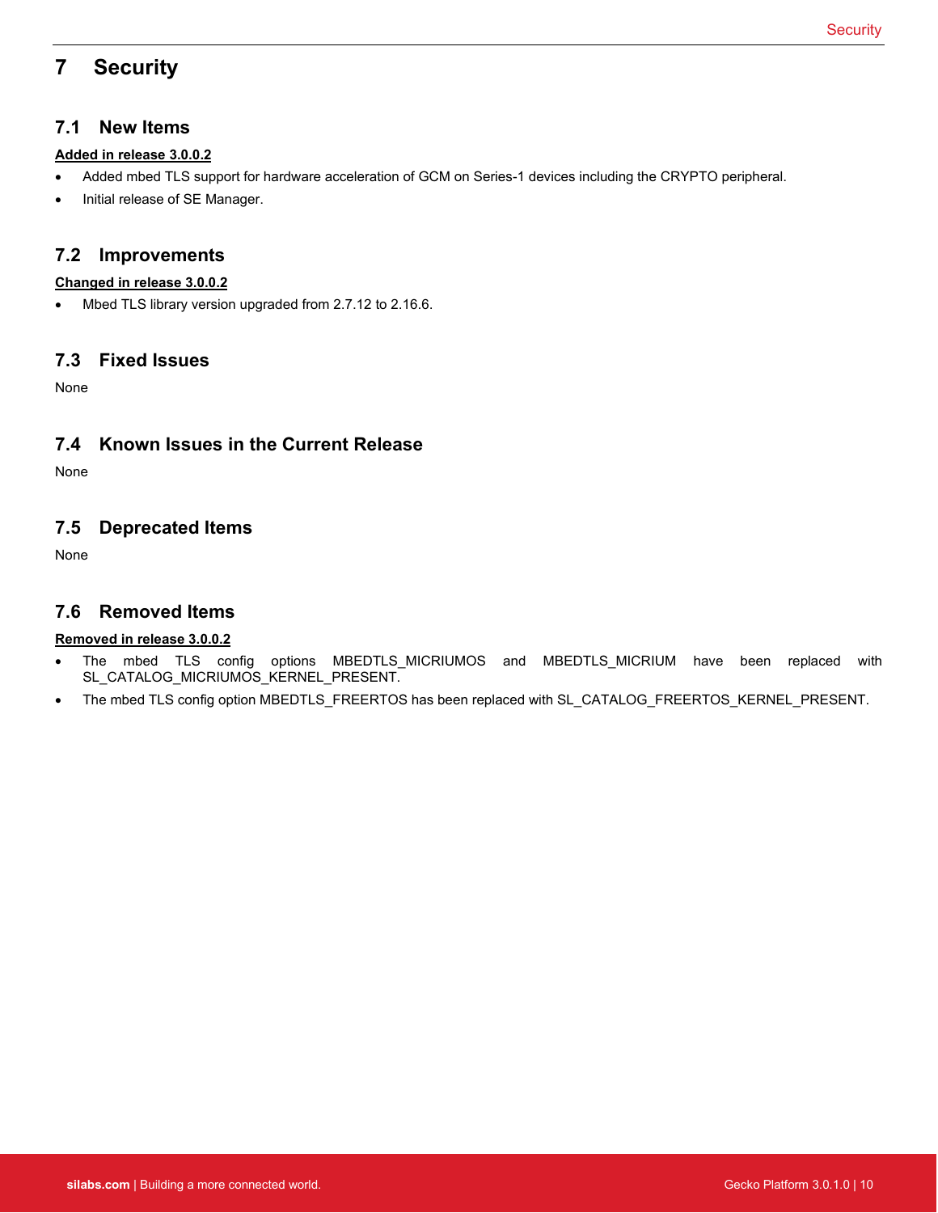# 7 Security

## 7.1 New Items

**Added in release 3.0.0.2**

- Added mbed TLS support for hardware acceleration of GCM on Series-1 devices including the CRYPTO peripheral.
- Initial release of SE Manager.

## 7.2 Improvements

**Changed in release 3.0.0.2**

- Mbed TLS library version upgraded from 2.7.12 to 2.16.6.

## 7.3 Fixed Issues

None

## 7.4 Known Issues in the Current Release

None

## 7.5 Deprecated Items

None

## 7.6 Removed Items

**Removed in release 3.0.0.2**

- The mbed TLS config options MBEDTLS_MICRIUMOS and MBEDTLS_MICRIUM have been replaced with SL_CATALOG_MICRIUMOS_KERNEL_PRESENT.
- The mbed TLS config option MBEDTLS_FREERTOS has been replaced with SL_CATALOG_FREERTOS_KERNEL_PRESENT.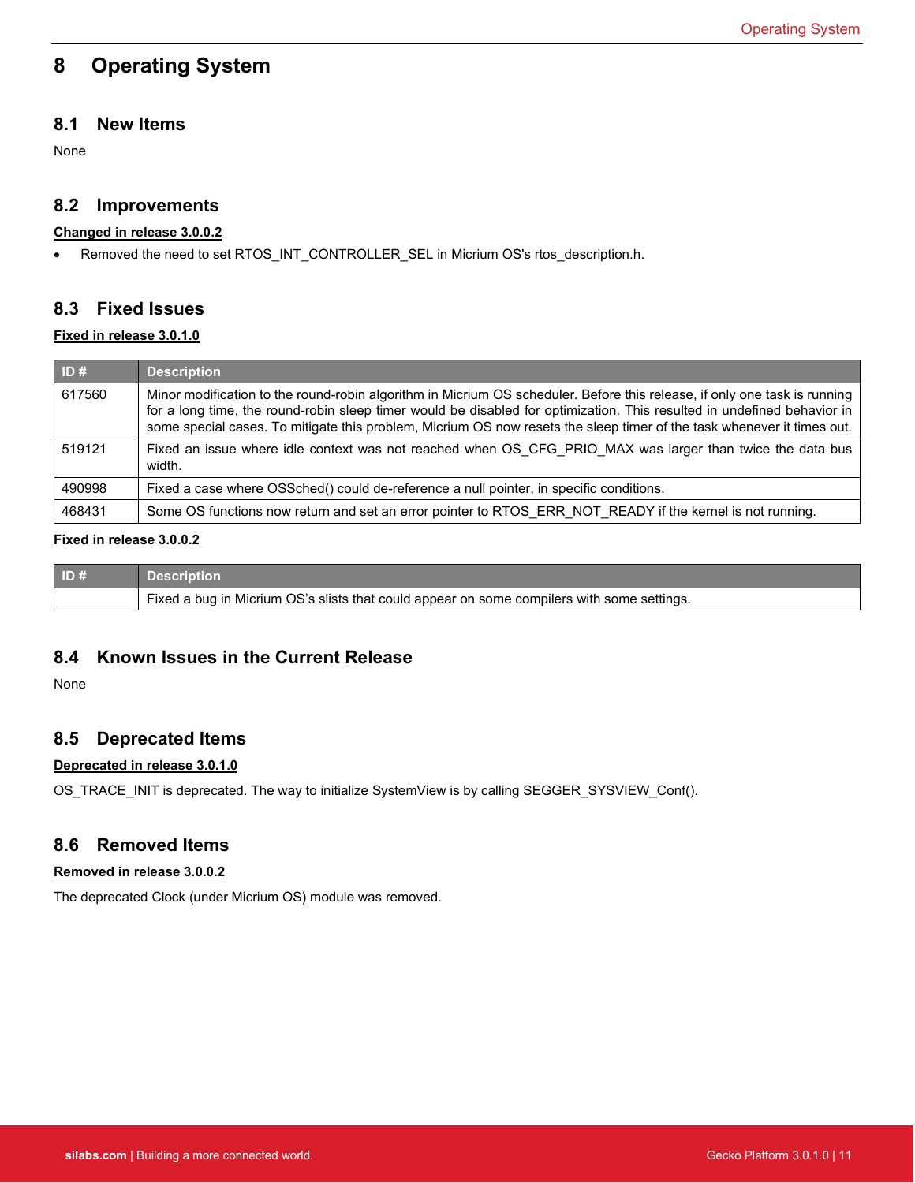# 8 Operating System

## 8.1 New Items

None

## 8.2 Improvements

**Changed in release 3.0.0.2**

- Removed the need to set RTOS_INT_CONTROLLER_SEL in Micrium OS's rtos_description.h.

## 8.3 Fixed Issues

**Fixed in release 3.0.1.0**

| ID # | Description |
|---|---|
| 617560 | Minor modification to the round-robin algorithm in Micrium OS scheduler. Before this release, if only one task is running for a long time, the round-robin sleep timer would be disabled for optimization. This resulted in undefined behavior in some special cases. To mitigate this problem, Micrium OS now resets the sleep timer of the task whenever it times out. |
| 519121 | Fixed an issue where idle context was not reached when OS_CFG_PRIO_MAX was larger than twice the data bus width. |
| 490998 | Fixed a case where OSSched() could de-reference a null pointer, in specific conditions. |
| 468431 | Some OS functions now return and set an error pointer to RTOS_ERR_NOT_READY if the kernel is not running. |

**Fixed in release 3.0.0.2**

| ID # | Description |
|---|---|
| | Fixed a bug in Micrium OS's slists that could appear on some compilers with some settings. |

## 8.4 Known Issues in the Current Release

None

## 8.5 Deprecated Items

**Deprecated in release 3.0.1.0**

OS_TRACE_INIT is deprecated. The way to initialize SystemView is by calling SEGGER_SYSVIEW_Conf().

## 8.6 Removed Items

**Removed in release 3.0.0.2**

The deprecated Clock (under Micrium OS) module was removed.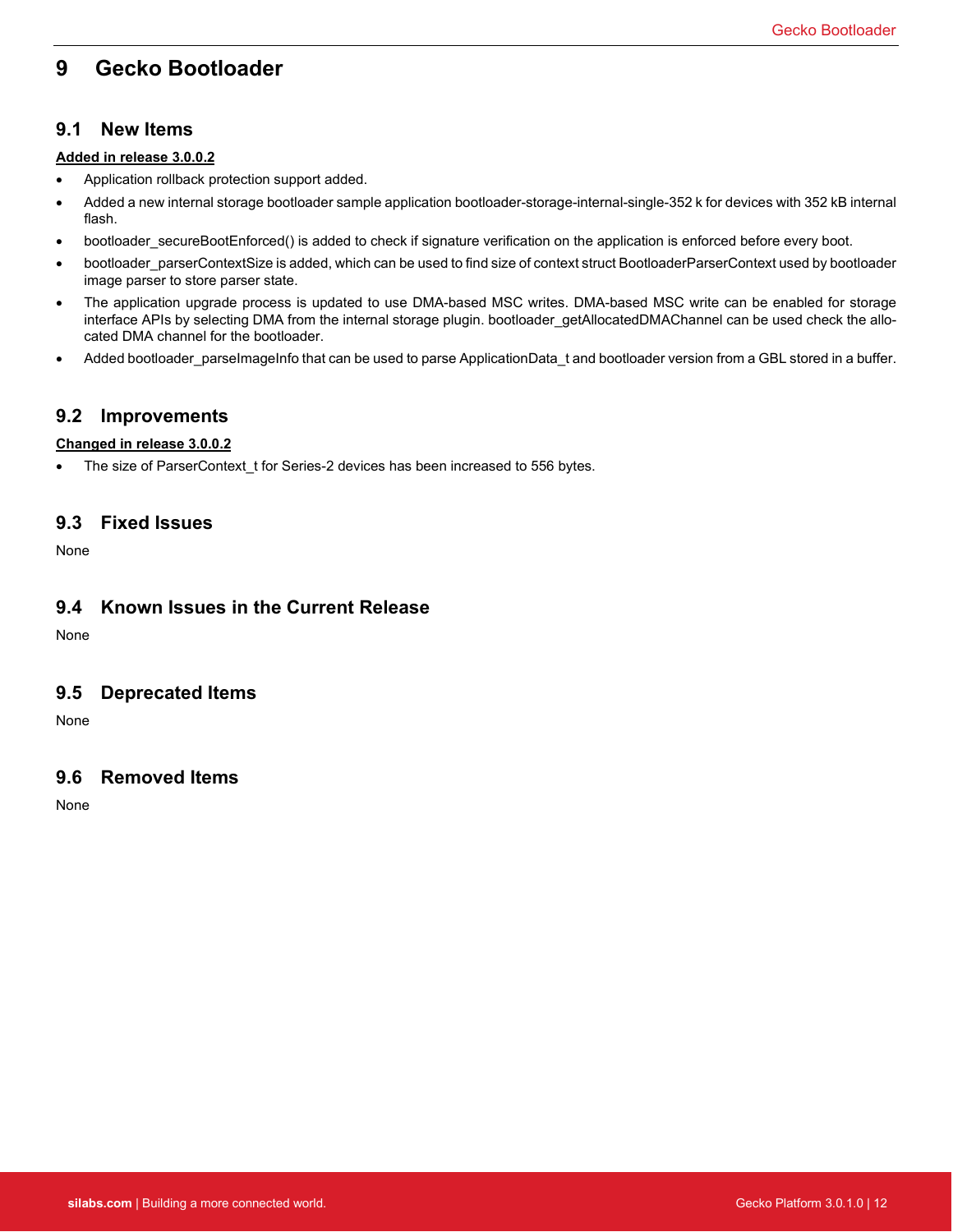# 9 Gecko Bootloader

## 9.1 New Items

**Added in release 3.0.0.2**

- Application rollback protection support added.
- Added a new internal storage bootloader sample application bootloader-storage-internal-single-352 k for devices with 352 kB internal flash.
- bootloader_secureBootEnforced() is added to check if signature verification on the application is enforced before every boot.
- bootloader_parserContextSize is added, which can be used to find size of context struct BootloaderParserContext used by bootloader image parser to store parser state.
- The application upgrade process is updated to use DMA-based MSC writes. DMA-based MSC write can be enabled for storage interface APIs by selecting DMA from the internal storage plugin. bootloader_getAllocatedDMAChannel can be used check the allocated DMA channel for the bootloader.
- Added bootloader_parseImageInfo that can be used to parse ApplicationData_t and bootloader version from a GBL stored in a buffer.

## 9.2 Improvements

**Changed in release 3.0.0.2**

- The size of ParserContext_t for Series-2 devices has been increased to 556 bytes.

## 9.3 Fixed Issues

None

## 9.4 Known Issues in the Current Release

None

## 9.5 Deprecated Items

None

## 9.6 Removed Items

None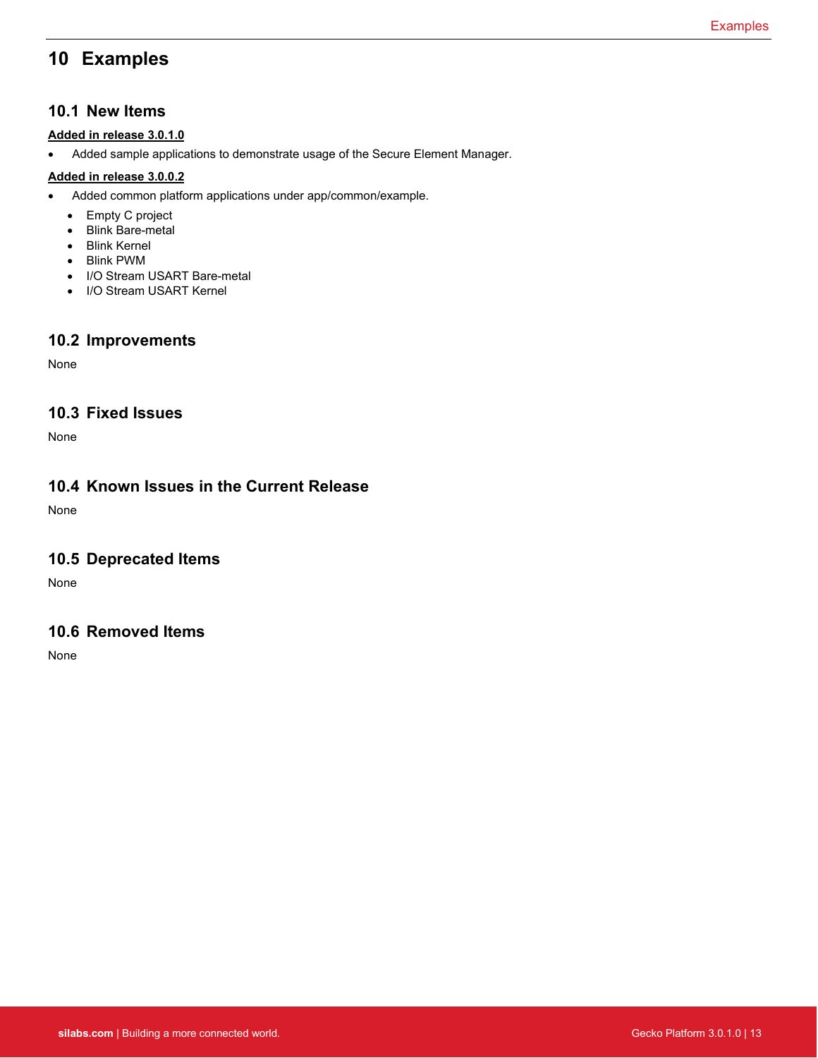# 10 Examples

## 10.1 New Items

**Added in release 3.0.1.0**

- Added sample applications to demonstrate usage of the Secure Element Manager.

**Added in release 3.0.0.2**

- Added common platform applications under app/common/example.
  - Empty C project
  - Blink Bare-metal
  - Blink Kernel
  - Blink PWM
  - I/O Stream USART Bare-metal
  - I/O Stream USART Kernel

## 10.2 Improvements

None

## 10.3 Fixed Issues

None

## 10.4 Known Issues in the Current Release

None

## 10.5 Deprecated Items

None

## 10.6 Removed Items

None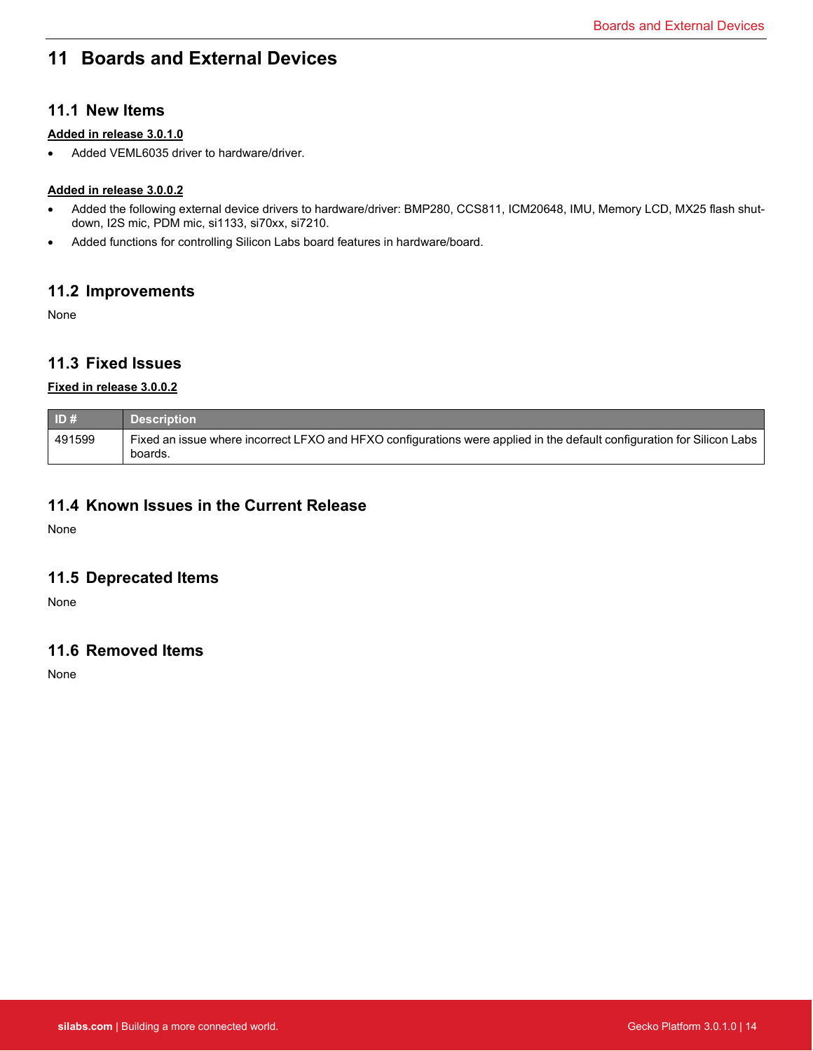# 11 Boards and External Devices

## 11.1 New Items

**Added in release 3.0.1.0**

- Added VEML6035 driver to hardware/driver.

**Added in release 3.0.0.2**

- Added the following external device drivers to hardware/driver: BMP280, CCS811, ICM20648, IMU, Memory LCD, MX25 flash shutdown, I2S mic, PDM mic, si1133, si70xx, si7210.
- Added functions for controlling Silicon Labs board features in hardware/board.

## 11.2 Improvements

None

## 11.3 Fixed Issues

**Fixed in release 3.0.0.2**

| ID # | Description |
|---|---|
| 491599 | Fixed an issue where incorrect LFXO and HFXO configurations were applied in the default configuration for Silicon Labs boards. |

## 11.4 Known Issues in the Current Release

None

## 11.5 Deprecated Items

None

## 11.6 Removed Items

None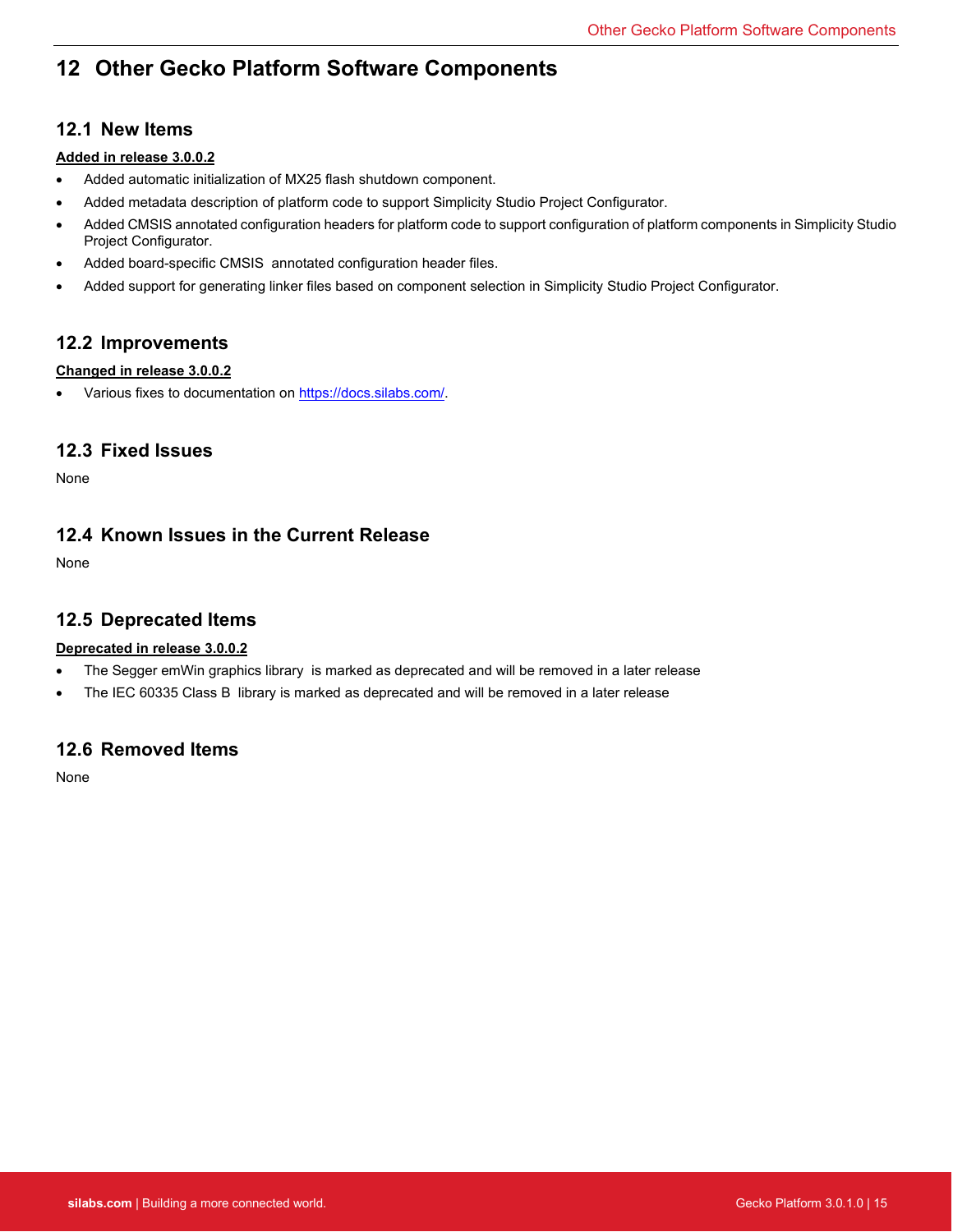# 12 Other Gecko Platform Software Components

## 12.1 New Items

**Added in release 3.0.0.2**

- Added automatic initialization of MX25 flash shutdown component.
- Added metadata description of platform code to support Simplicity Studio Project Configurator.
- Added CMSIS annotated configuration headers for platform code to support configuration of platform components in Simplicity Studio Project Configurator.
- Added board-specific CMSIS annotated configuration header files.
- Added support for generating linker files based on component selection in Simplicity Studio Project Configurator.

## 12.2 Improvements

**Changed in release 3.0.0.2**

- Various fixes to documentation on https://docs.silabs.com/.

## 12.3 Fixed Issues

None

## 12.4 Known Issues in the Current Release

None

## 12.5 Deprecated Items

**Deprecated in release 3.0.0.2**

- The Segger emWin graphics library is marked as deprecated and will be removed in a later release
- The IEC 60335 Class B library is marked as deprecated and will be removed in a later release

## 12.6 Removed Items

None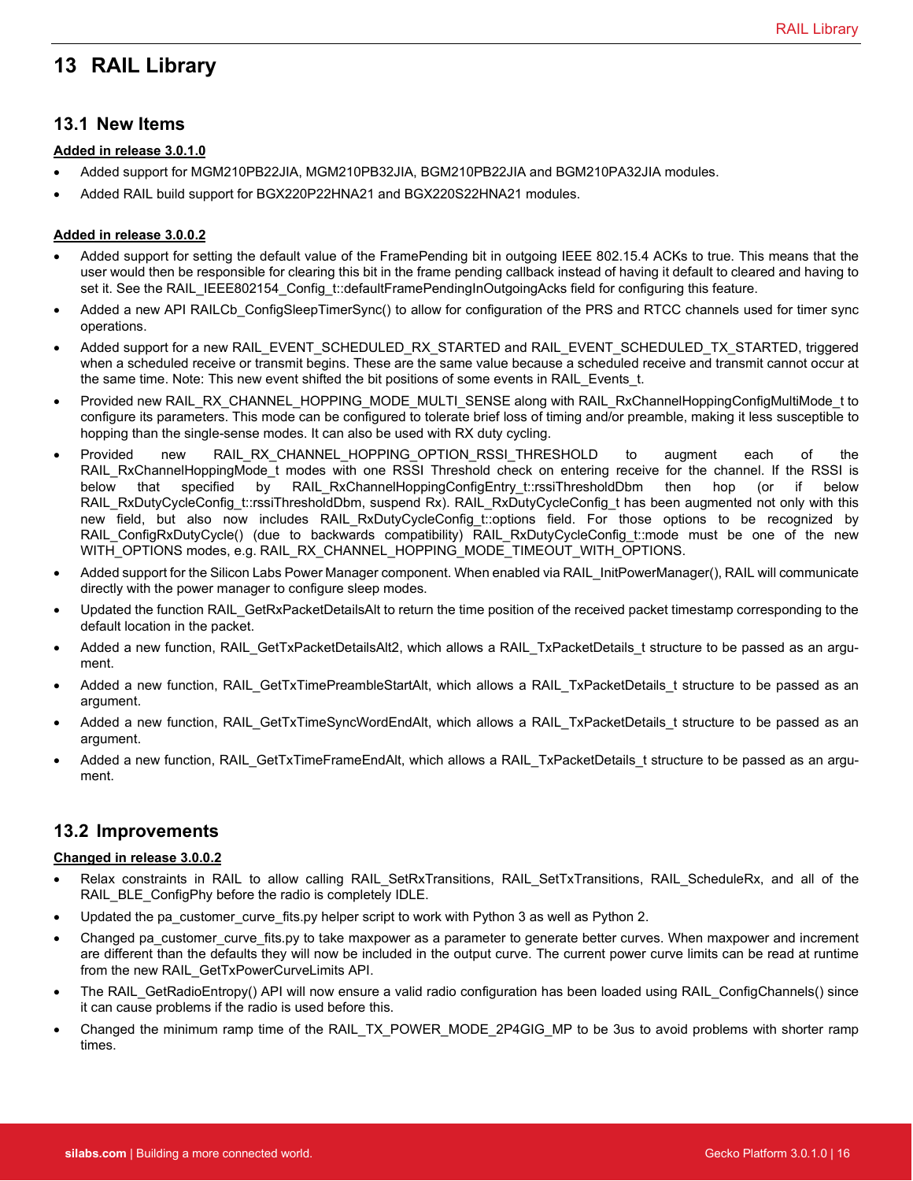# 13 RAIL Library

## 13.1 New Items

**Added in release 3.0.1.0**

- Added support for MGM210PB22JIA, MGM210PB32JIA, BGM210PB22JIA and BGM210PA32JIA modules.
- Added RAIL build support for BGX220P22HNA21 and BGX220S22HNA21 modules.

**Added in release 3.0.0.2**

- Added support for setting the default value of the FramePending bit in outgoing IEEE 802.15.4 ACKs to true. This means that the user would then be responsible for clearing this bit in the frame pending callback instead of having it default to cleared and having to set it. See the RAIL_IEEE802154_Config_t::defaultFramePendingInOutgoingAcks field for configuring this feature.
- Added a new API RAILCb_ConfigSleepTimerSync() to allow for configuration of the PRS and RTCC channels used for timer sync operations.
- Added support for a new RAIL_EVENT_SCHEDULED_RX_STARTED and RAIL_EVENT_SCHEDULED_TX_STARTED, triggered when a scheduled receive or transmit begins. These are the same value because a scheduled receive and transmit cannot occur at the same time. Note: This new event shifted the bit positions of some events in RAIL_Events_t.
- Provided new RAIL_RX_CHANNEL_HOPPING_MODE_MULTI_SENSE along with RAIL_RxChannelHoppingConfigMultiMode_t to configure its parameters. This mode can be configured to tolerate brief loss of timing and/or preamble, making it less susceptible to hopping than the single-sense modes. It can also be used with RX duty cycling.
- Provided new RAIL_RX_CHANNEL_HOPPING_OPTION_RSSI_THRESHOLD to augment each of the RAIL_RxChannelHoppingMode_t modes with one RSSI Threshold check on entering receive for the channel. If the RSSI is below that specified by RAIL_RxChannelHoppingConfigEntry_t::rssiThresholdDbm then hop (or if below RAIL_RxDutyCycleConfig_t::rssiThresholdDbm, suspend Rx). RAIL_RxDutyCycleConfig_t has been augmented not only with this new field, but also now includes RAIL_RxDutyCycleConfig_t::options field. For those options to be recognized by RAIL_ConfigRxDutyCycle() (due to backwards compatibility) RAIL_RxDutyCycleConfig_t::mode must be one of the new WITH_OPTIONS modes, e.g. RAIL_RX_CHANNEL_HOPPING_MODE_TIMEOUT_WITH_OPTIONS.
- Added support for the Silicon Labs Power Manager component. When enabled via RAIL_InitPowerManager(), RAIL will communicate directly with the power manager to configure sleep modes.
- Updated the function RAIL_GetRxPacketDetailsAlt to return the time position of the received packet timestamp corresponding to the default location in the packet.
- Added a new function, RAIL_GetTxPacketDetailsAlt2, which allows a RAIL_TxPacketDetails_t structure to be passed as an argument.
- Added a new function, RAIL_GetTxTimePreambleStartAlt, which allows a RAIL_TxPacketDetails_t structure to be passed as an argument.
- Added a new function, RAIL_GetTxTimeSyncWordEndAlt, which allows a RAIL_TxPacketDetails_t structure to be passed as an argument.
- Added a new function, RAIL_GetTxTimeFrameEndAlt, which allows a RAIL_TxPacketDetails_t structure to be passed as an argument.

## 13.2 Improvements

**Changed in release 3.0.0.2**

- Relax constraints in RAIL to allow calling RAIL_SetRxTransitions, RAIL_SetTxTransitions, RAIL_ScheduleRx, and all of the RAIL_BLE_ConfigPhy before the radio is completely IDLE.
- Updated the pa_customer_curve_fits.py helper script to work with Python 3 as well as Python 2.
- Changed pa_customer_curve_fits.py to take maxpower as a parameter to generate better curves. When maxpower and increment are different than the defaults they will now be included in the output curve. The current power curve limits can be read at runtime from the new RAIL_GetTxPowerCurveLimits API.
- The RAIL_GetRadioEntropy() API will now ensure a valid radio configuration has been loaded using RAIL_ConfigChannels() since it can cause problems if the radio is used before this.
- Changed the minimum ramp time of the RAIL_TX_POWER_MODE_2P4GIG_MP to be 3us to avoid problems with shorter ramp times.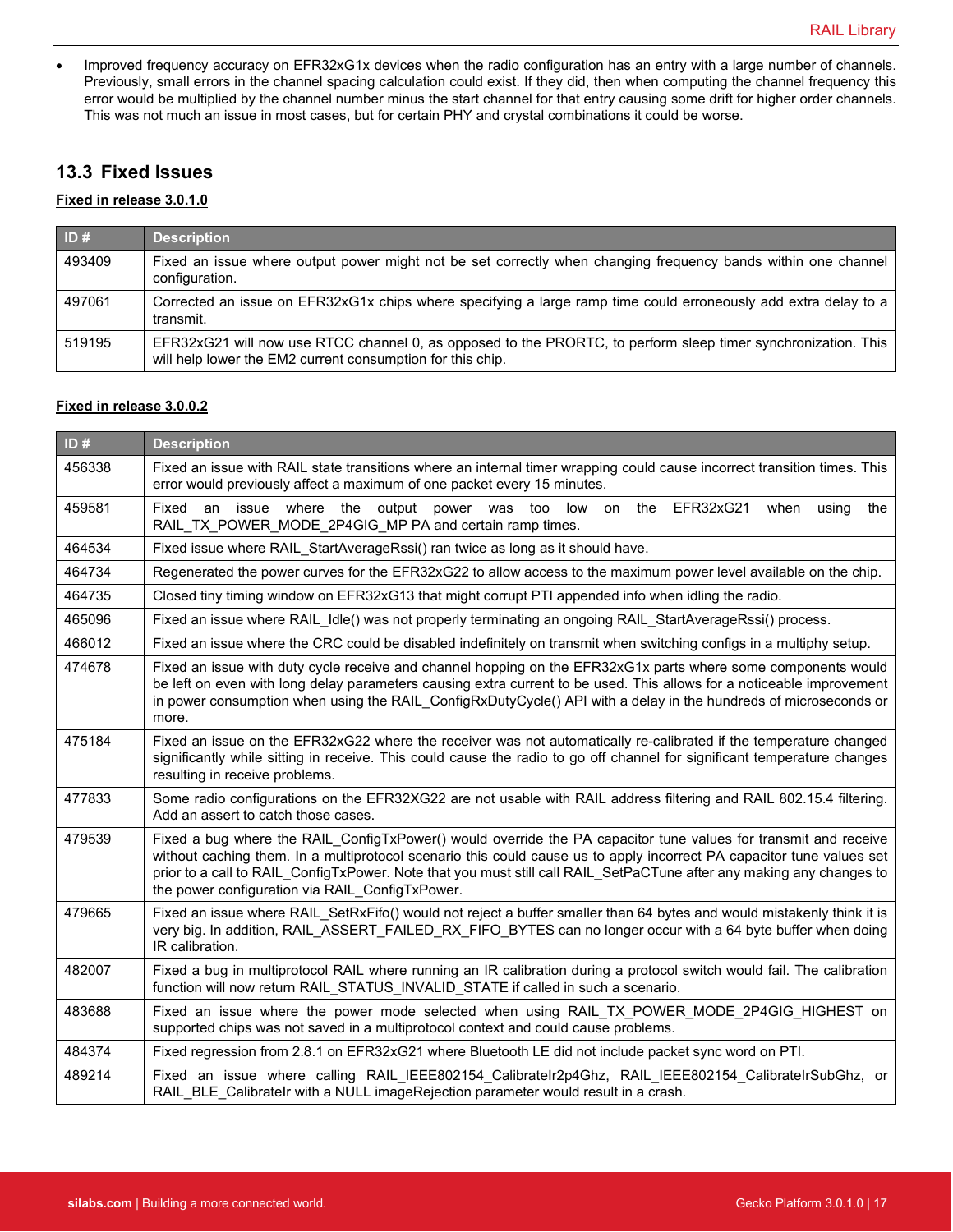- Improved frequency accuracy on EFR32xG1x devices when the radio configuration has an entry with a large number of channels. Previously, small errors in the channel spacing calculation could exist. If they did, then when computing the channel frequency this error would be multiplied by the channel number minus the start channel for that entry causing some drift for higher order channels. This was not much an issue in most cases, but for certain PHY and crystal combinations it could be worse.

## 13.3 Fixed Issues

**Fixed in release 3.0.1.0**

| ID # | Description |
|---|---|
| 493409 | Fixed an issue where output power might not be set correctly when changing frequency bands within one channel configuration. |
| 497061 | Corrected an issue on EFR32xG1x chips where specifying a large ramp time could erroneously add extra delay to a transmit. |
| 519195 | EFR32xG21 will now use RTCC channel 0, as opposed to the PRORTC, to perform sleep timer synchronization. This will help lower the EM2 current consumption for this chip. |

**Fixed in release 3.0.0.2**

| ID # | Description |
|---|---|
| 456338 | Fixed an issue with RAIL state transitions where an internal timer wrapping could cause incorrect transition times. This error would previously affect a maximum of one packet every 15 minutes. |
| 459581 | Fixed an issue where the output power was too low on the EFR32xG21 when using the RAIL_TX_POWER_MODE_2P4GIG_MP PA and certain ramp times. |
| 464534 | Fixed issue where RAIL_StartAverageRssi() ran twice as long as it should have. |
| 464734 | Regenerated the power curves for the EFR32xG22 to allow access to the maximum power level available on the chip. |
| 464735 | Closed tiny timing window on EFR32xG13 that might corrupt PTI appended info when idling the radio. |
| 465096 | Fixed an issue where RAIL_Idle() was not properly terminating an ongoing RAIL_StartAverageRssi() process. |
| 466012 | Fixed an issue where the CRC could be disabled indefinitely on transmit when switching configs in a multiphy setup. |
| 474678 | Fixed an issue with duty cycle receive and channel hopping on the EFR32xG1x parts where some components would be left on even with long delay parameters causing extra current to be used. This allows for a noticeable improvement in power consumption when using the RAIL_ConfigRxDutyCycle() API with a delay in the hundreds of microseconds or more. |
| 475184 | Fixed an issue on the EFR32xG22 where the receiver was not automatically re-calibrated if the temperature changed significantly while sitting in receive. This could cause the radio to go off channel for significant temperature changes resulting in receive problems. |
| 477833 | Some radio configurations on the EFR32XG22 are not usable with RAIL address filtering and RAIL 802.15.4 filtering. Add an assert to catch those cases. |
| 479539 | Fixed a bug where the RAIL_ConfigTxPower() would override the PA capacitor tune values for transmit and receive without caching them. In a multiprotocol scenario this could cause us to apply incorrect PA capacitor tune values set prior to a call to RAIL_ConfigTxPower. Note that you must still call RAIL_SetPaCTune after making any changes to the power configuration via RAIL_ConfigTxPower. |
| 479665 | Fixed an issue where RAIL_SetRxFifo() would not reject a buffer smaller than 64 bytes and would mistakenly think it is very big. In addition, RAIL_ASSERT_FAILED_RX_FIFO_BYTES can no longer occur with a 64 byte buffer when doing IR calibration. |
| 482007 | Fixed a bug in multiprotocol RAIL where running an IR calibration during a protocol switch would fail. The calibration function will now return RAIL_STATUS_INVALID_STATE if called in such a scenario. |
| 483688 | Fixed an issue where the power mode selected when using RAIL_TX_POWER_MODE_2P4GIG_HIGHEST on supported chips was not saved in a multiprotocol context and could cause problems. |
| 484374 | Fixed regression from 2.8.1 on EFR32xG21 where Bluetooth LE did not include packet sync word on PTI. |
| 489214 | Fixed an issue where calling RAIL_IEEE802154_CalibrateIr2p4Ghz, RAIL_IEEE802154_CalibrateIrSubGhz, or RAIL_BLE_CalibrateIr with a NULL imageRejection parameter would result in a crash. |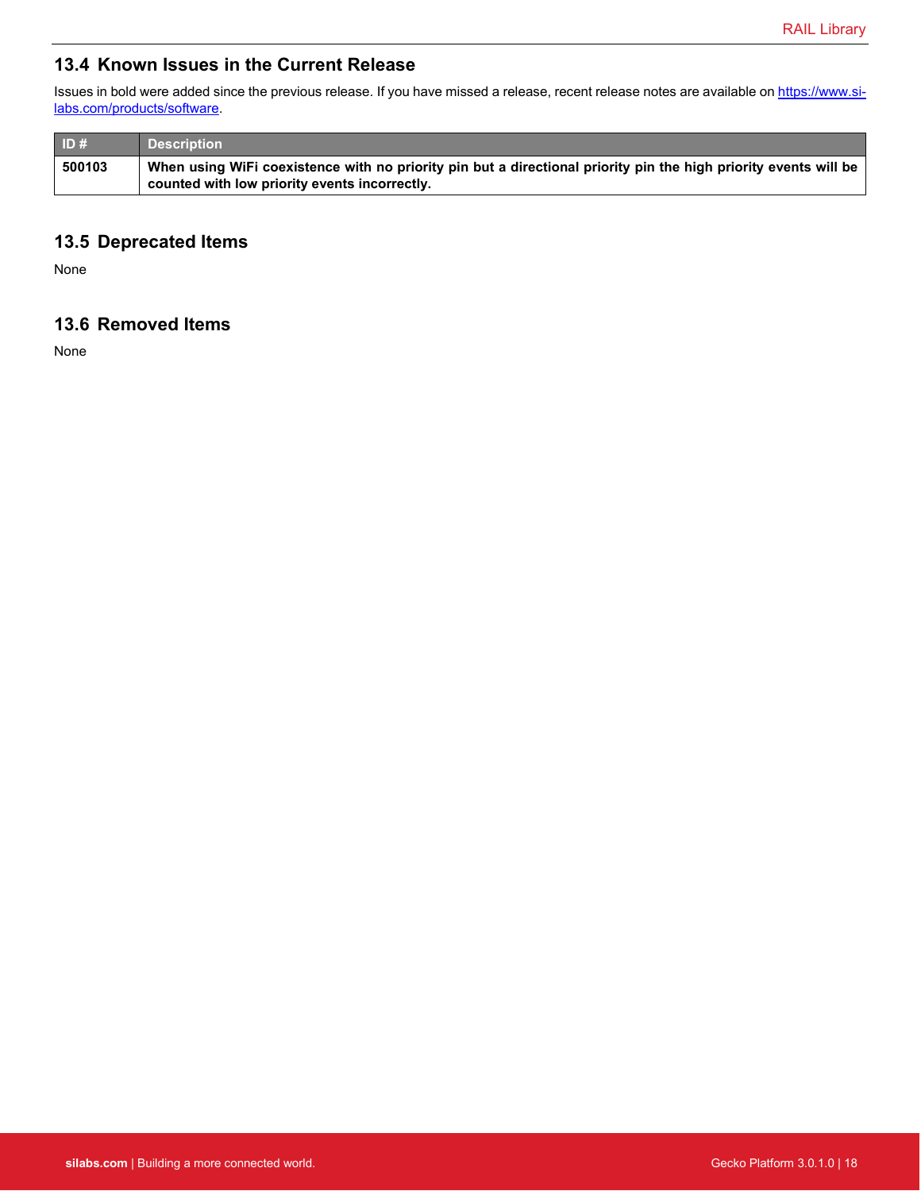## 13.4 Known Issues in the Current Release

Issues in bold were added since the previous release. If you have missed a release, recent release notes are available on [https://www.silabs.com/products/software](https://www.silabs.com/products/software).

| ID # | Description |
| --- | --- |
| **500103** | **When using WiFi coexistence with no priority pin but a directional priority pin the high priority events will be counted with low priority events incorrectly.** |

## 13.5 Deprecated Items

None

## 13.6 Removed Items

None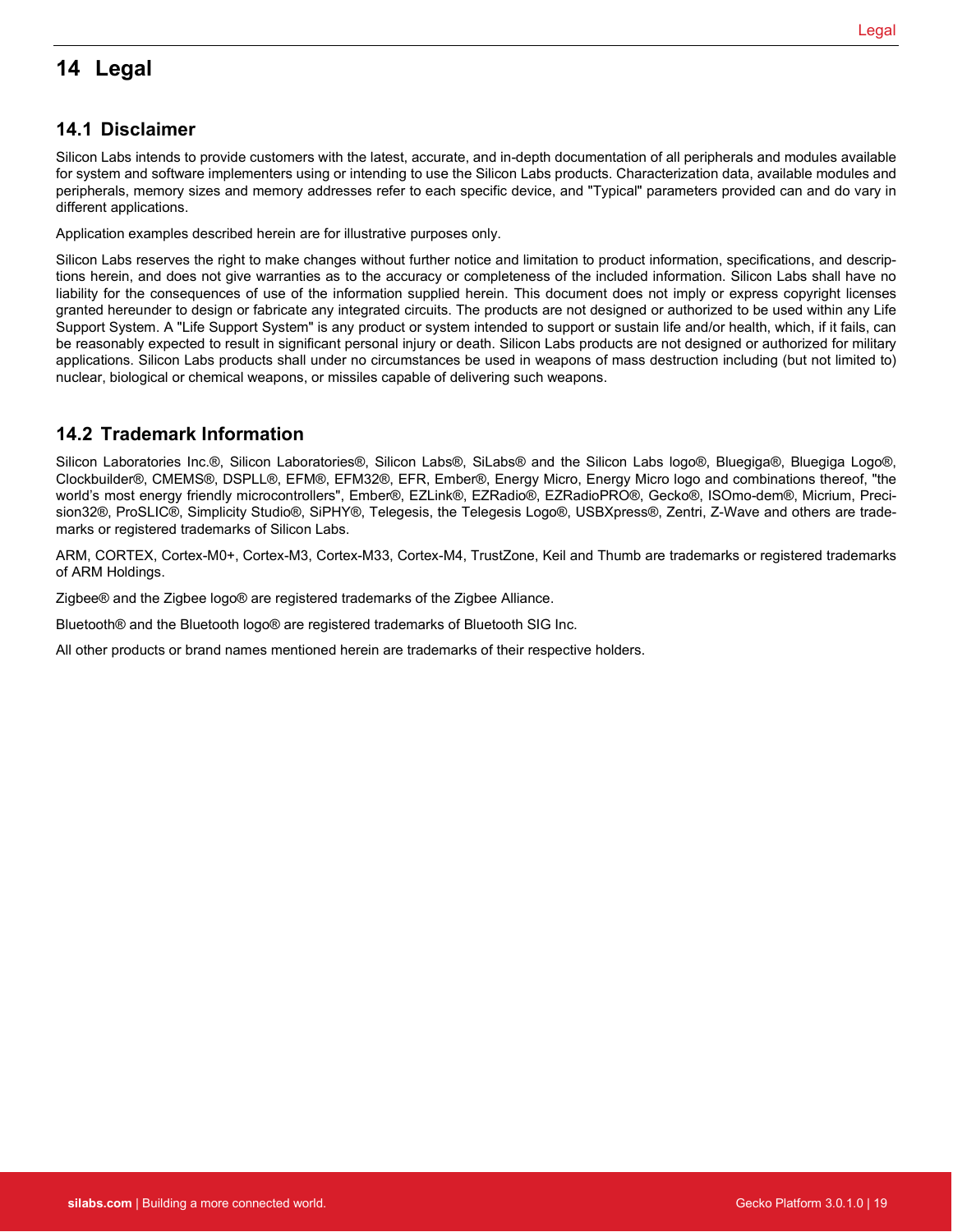# 14 Legal

## 14.1 Disclaimer

Silicon Labs intends to provide customers with the latest, accurate, and in-depth documentation of all peripherals and modules available for system and software implementers using or intending to use the Silicon Labs products. Characterization data, available modules and peripherals, memory sizes and memory addresses refer to each specific device, and "Typical" parameters provided can and do vary in different applications.

Application examples described herein are for illustrative purposes only.

Silicon Labs reserves the right to make changes without further notice and limitation to product information, specifications, and descriptions herein, and does not give warranties as to the accuracy or completeness of the included information. Silicon Labs shall have no liability for the consequences of use of the information supplied herein. This document does not imply or express copyright licenses granted hereunder to design or fabricate any integrated circuits. The products are not designed or authorized to be used within any Life Support System. A "Life Support System" is any product or system intended to support or sustain life and/or health, which, if it fails, can be reasonably expected to result in significant personal injury or death. Silicon Labs products are not designed or authorized for military applications. Silicon Labs products shall under no circumstances be used in weapons of mass destruction including (but not limited to) nuclear, biological or chemical weapons, or missiles capable of delivering such weapons.

## 14.2 Trademark Information

Silicon Laboratories Inc.®, Silicon Laboratories®, Silicon Labs®, SiLabs® and the Silicon Labs logo®, Bluegiga®, Bluegiga Logo®, Clockbuilder®, CMEMS®, DSPLL®, EFM®, EFM32®, EFR, Ember®, Energy Micro, Energy Micro logo and combinations thereof, "the world's most energy friendly microcontrollers", Ember®, EZLink®, EZRadio®, EZRadioPRO®, Gecko®, ISOmo-dem®, Micrium, Precision32®, ProSLIC®, Simplicity Studio®, SiPHY®, Telegesis, the Telegesis Logo®, USBXpress®, Zentri, Z-Wave and others are trademarks or registered trademarks of Silicon Labs.

ARM, CORTEX, Cortex-M0+, Cortex-M3, Cortex-M33, Cortex-M4, TrustZone, Keil and Thumb are trademarks or registered trademarks of ARM Holdings.

Zigbee® and the Zigbee logo® are registered trademarks of the Zigbee Alliance.

Bluetooth® and the Bluetooth logo® are registered trademarks of Bluetooth SIG Inc.

All other products or brand names mentioned herein are trademarks of their respective holders.